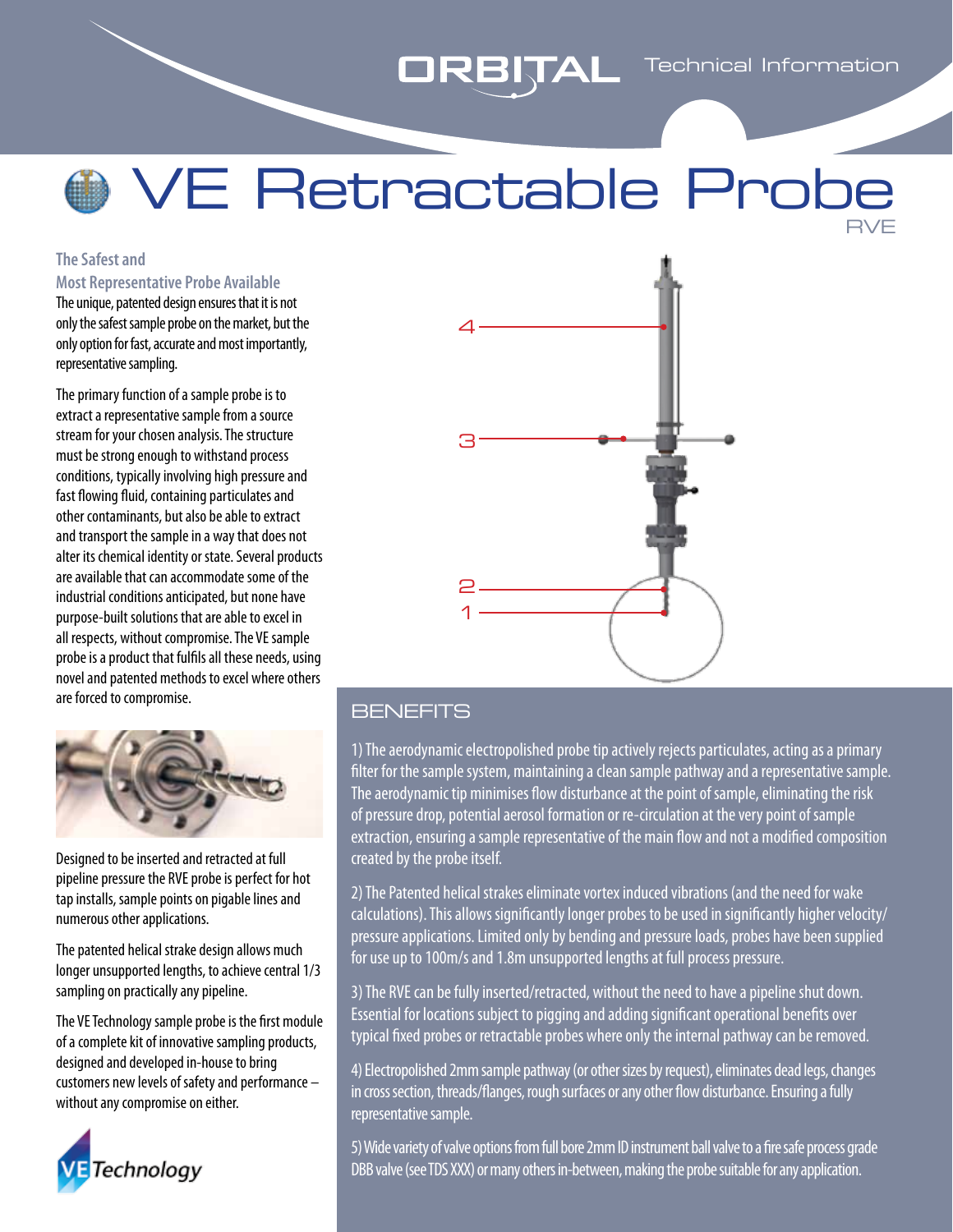# VE Retractable Probe

RVE

## The Safest and Most Representative Probe Available

The unique, patented design ensures that it is not only the safest sample probe on the market, but the only option for fast, accurate and most importantly, representative sampling.

The primary function of a sample probe is to extract a representative sample from a source stream for your chosen analysis. The structure must be strong enough to withstand process conditions, typically involving high pressure and fast flowing fluid, containing particulates and other contaminants, but also be able to extract and transport the sample in a way that does not alter its chemical identity or state. Several products are available that can accommodate some of the industrial conditions anticipated, but none have purpose-built solutions that are able to excel in all respects, without compromise. The VE sample probe is a product that fulfils all these needs, using novel and patented methods to excel where others are forced to compromise.

Designed to be inserted and retracted at full pipeline pressure the RVE probe is perfect for hot tap installs, sample points on pigable lines and numerous other applications.

The patented helical strake design allows much longer unsupported lengths, to achieve central 1/3 sampling on practically any pipeline.

The VE Technology sample probe is the first module of a complete kit of innovative sampling products, designed and developed in-house to bring customers new levels of safety and performance – without any compromise on either.

## BENEFITS

1) The aerodynamic electropolished probe tip actively rejects particulates, acting as a primary filter for the sample system, maintaining a clean sample pathway and a representative sample. The aerodynamic tip minimises flow disturbance at the point of sample, eliminating the risk of pressure drop, potential aerosol formation or re-circulation at the very point of sample extraction, ensuring a sample representative of the main flow and not a modified composition created by the probe itself.

2) The Patented helical strakes eliminate vortex induced vibrations (and the need for wake calculations). This allows significantly longer probes to be used in significantly higher velocity/pressure applications. Limited only by bending and pressure loads, probes have been supplied for use up to 100m/s and 1.8m unsupported lengths at full process pressure.

3) The RVE can be fully inserted/retracted, without the need to have a pipeline shut down. Essential for locations subject to pigging and adding significant operational benefits over typical fixed probes or retractable probes where only the internal pathway can be removed.

4) Electropolished 2mm sample pathway (or other sizes by request), eliminates dead legs, changes in cross section, threads/flanges, rough surfaces or any other flow disturbance. Ensuring a fully representative sample.

5) Wide variety of valve options from full bore 2mm ID instrument ball valve to a fire safe process grade DBB valve (see TDS XXX) or many others in-between, making the probe suitable for any application.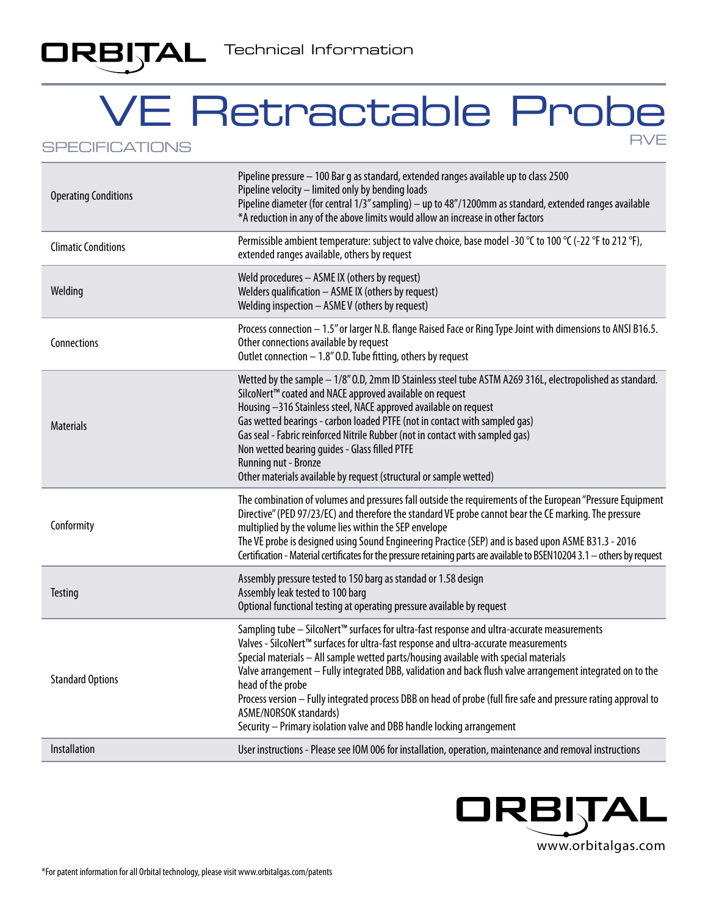# VE Retractable Probe

## SPECIFICATIONS

RVE

| | |
|---|---|
| Operating Conditions | Pipeline pressure – 100 Bar g as standard, extended ranges available up to class 2500<br>Pipeline velocity – limited only by bending loads<br>Pipeline diameter (for central 1/3" sampling) – up to 48"/1200mm as standard, extended ranges available<br>*A reduction in any of the above limits would allow an increase in other factors |
| Climatic Conditions | Permissible ambient temperature: subject to valve choice, base model -30 °C to 100 °C (-22 °F to 212 °F), extended ranges available, others by request |
| Welding | Weld procedures – ASME IX (others by request)<br>Welders qualification – ASME IX (others by request)<br>Welding inspection – ASME V (others by request) |
| Connections | Process connection – 1.5" or larger N.B. flange Raised Face or Ring Type Joint with dimensions to ANSI B16.5.<br>Other connections available by request<br>Outlet connection – 1.8" O.D. Tube fitting, others by request |
| Materials | Wetted by the sample – 1/8" O.D, 2mm ID Stainless steel tube ASTM A269 316L, electropolished as standard. SilcoNert™ coated and NACE approved available on request<br>Housing –316 Stainless steel, NACE approved available on request<br>Gas wetted bearings - carbon loaded PTFE (not in contact with sampled gas)<br>Gas seal - Fabric reinforced Nitrile Rubber (not in contact with sampled gas)<br>Non wetted bearing guides - Glass filled PTFE<br>Running nut - Bronze<br>Other materials available by request (structural or sample wetted) |
| Conformity | The combination of volumes and pressures fall outside the requirements of the European "Pressure Equipment Directive" (PED 97/23/EC) and therefore the standard VE probe cannot bear the CE marking. The pressure multiplied by the volume lies within the SEP envelope<br>The VE probe is designed using Sound Engineering Practice (SEP) and is based upon ASME B31.3 - 2016<br>Certification - Material certificates for the pressure retaining parts are available to BSEN10204 3.1 – others by request |
| Testing | Assembly pressure tested to 150 barg as standad or 1.58 design<br>Assembly leak tested to 100 barg<br>Optional functional testing at operating pressure available by request |
| Standard Options | Sampling tube – SilcoNert™ surfaces for ultra-fast response and ultra-accurate measurements<br>Valves - SilcoNert™ surfaces for ultra-fast response and ultra-accurate measurements<br>Special materials – All sample wetted parts/housing available with special materials<br>Valve arrangement – Fully integrated DBB, validation and back flush valve arrangement integrated on to the head of the probe<br>Process version – Fully integrated process DBB on head of probe (full fire safe and pressure rating approval to ASME/NORSOK standards)<br>Security – Primary isolation valve and DBB handle locking arrangement |
| Installation | User instructions - Please see IOM 006 for installation, operation, maintenance and removal instructions |

ORBITAL
www.orbitalgas.com

*For patent information for all Orbital technology, please visit www.orbitalgas.com/patents